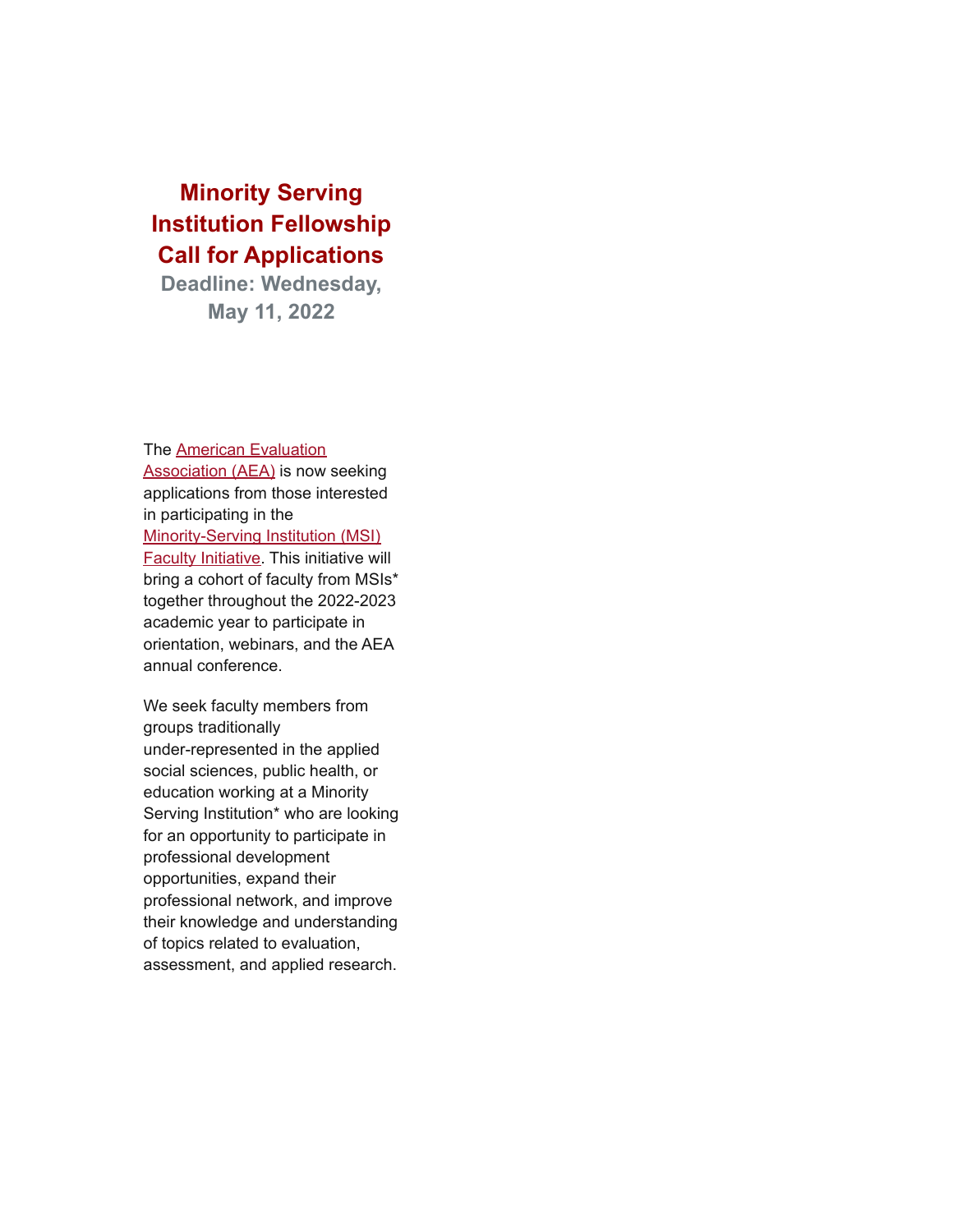# Minority Serving Institution Fellowship Call for Applications

**Deadline: Wednesday, May 11, 2022**

The American Evaluation Association (AEA) is now seeking applications from those interested in participating in the Minority-Serving Institution (MSI) Faculty Initiative. This initiative will bring a cohort of faculty from MSIs* together throughout the 2022-2023 academic year to participate in orientation, webinars, and the AEA annual conference.

We seek faculty members from groups traditionally under-represented in the applied social sciences, public health, or education working at a Minority Serving Institution* who are looking for an opportunity to participate in professional development opportunities, expand their professional network, and improve their knowledge and understanding of topics related to evaluation, assessment, and applied research.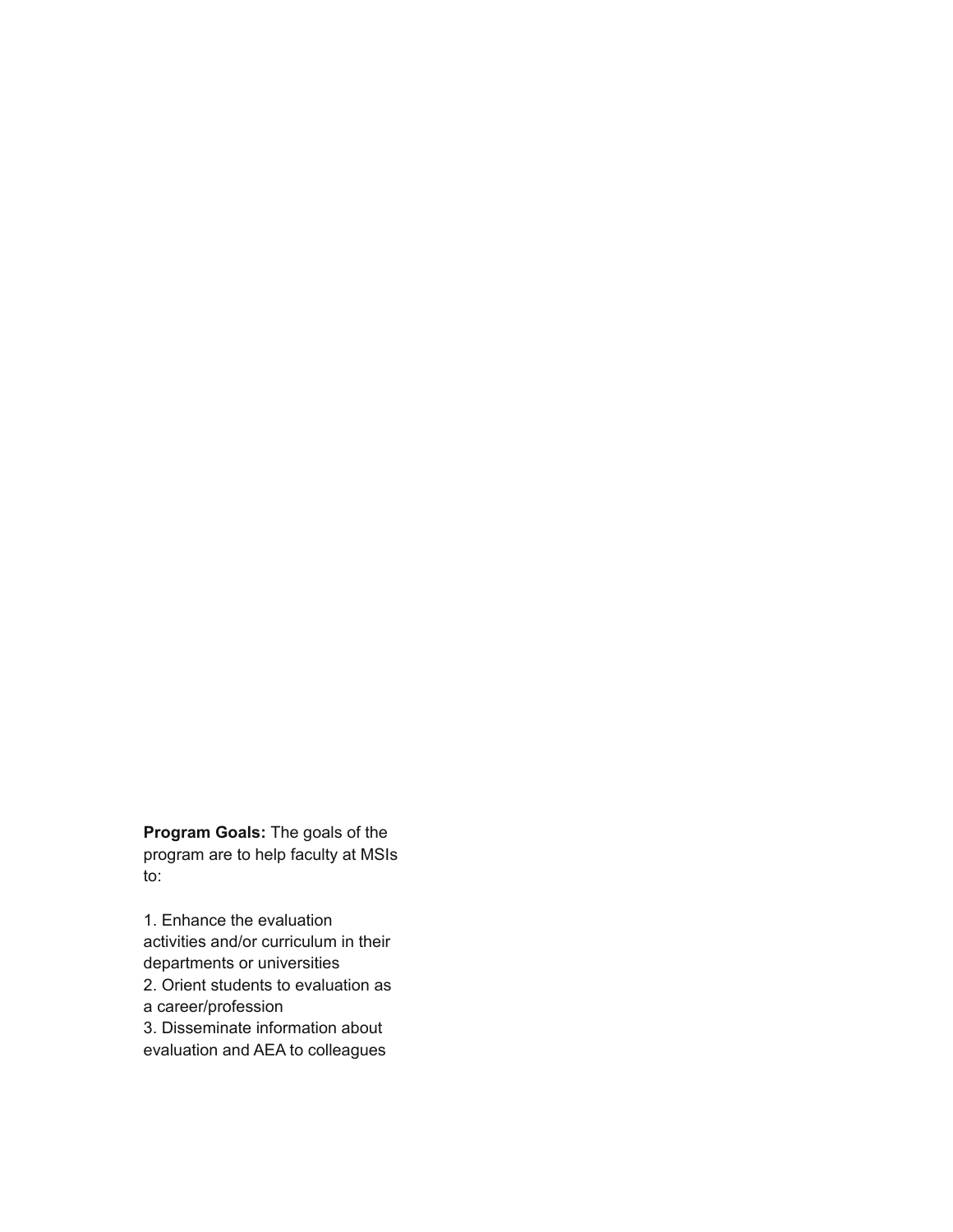**Program Goals:** The goals of the program are to help faculty at MSIs to:

1. Enhance the evaluation activities and/or curriculum in their departments or universities
2. Orient students to evaluation as a career/profession
3. Disseminate information about evaluation and AEA to colleagues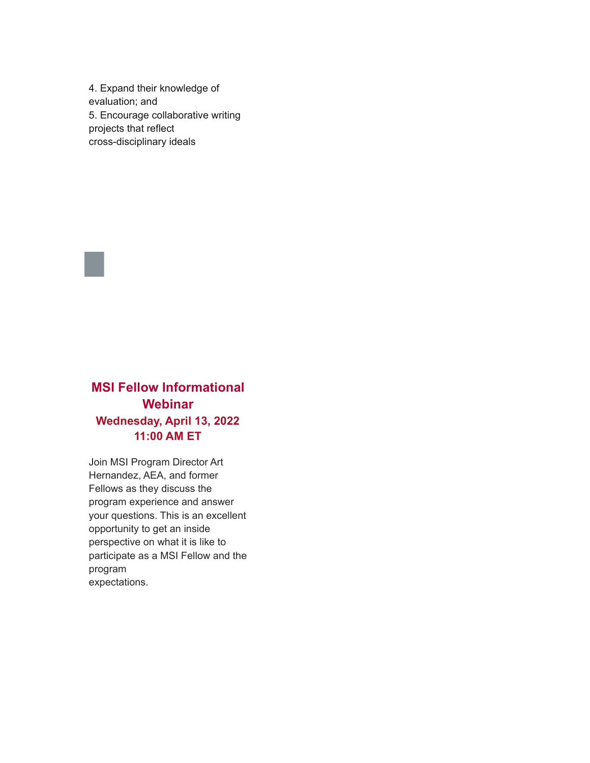4. Expand their knowledge of evaluation; and
5. Encourage collaborative writing projects that reflect cross-disciplinary ideals

## MSI Fellow Informational Webinar

### Wednesday, April 13, 2022
### 11:00 AM ET

Join MSI Program Director Art Hernandez, AEA, and former Fellows as they discuss the program experience and answer your questions. This is an excellent opportunity to get an inside perspective on what it is like to participate as a MSI Fellow and the program expectations.